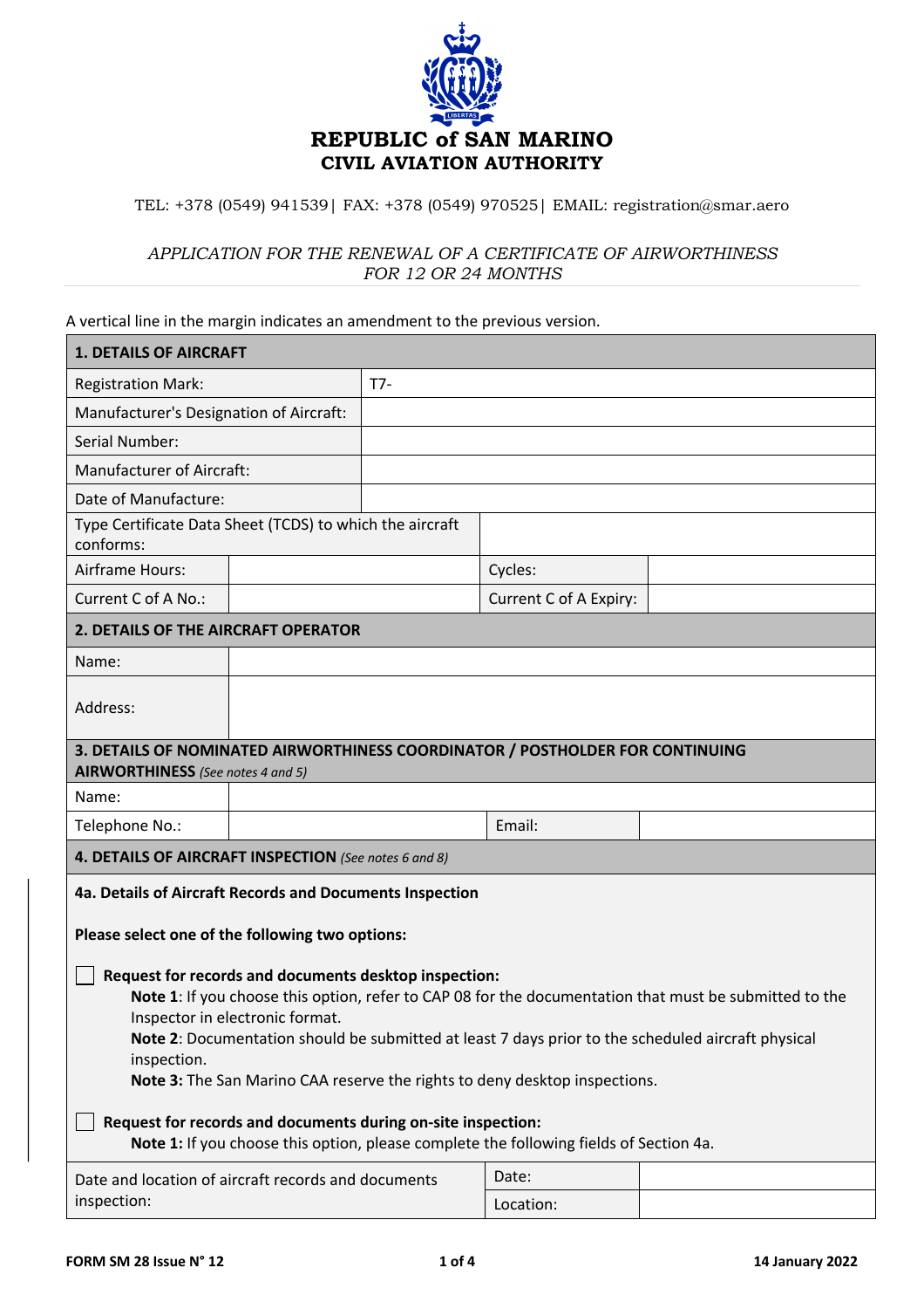# REPUBLIC of SAN MARINO
## CIVIL AVIATION AUTHORITY

TEL: +378 (0549) 941539| FAX: +378 (0549) 970525| EMAIL: registration@smar.aero

*APPLICATION FOR THE RENEWAL OF A CERTIFICATE OF AIRWORTHINESS FOR 12 OR 24 MONTHS*

A vertical line in the margin indicates an amendment to the previous version.

| **1. DETAILS OF AIRCRAFT** | | | |
|---|---|---|---|
| Registration Mark: | T7- | | |
| Manufacturer's Designation of Aircraft: | | | |
| Serial Number: | | | |
| Manufacturer of Aircraft: | | | |
| Date of Manufacture: | | | |
| Type Certificate Data Sheet (TCDS) to which the aircraft conforms: | | | |
| Airframe Hours: | | Cycles: | |
| Current C of A No.: | | Current C of A Expiry: | |

| **2. DETAILS OF THE AIRCRAFT OPERATOR** | |
|---|---|
| Name: | |
| Address: | |

| **3. DETAILS OF NOMINATED AIRWORTHINESS COORDINATOR / POSTHOLDER FOR CONTINUING AIRWORTHINESS** *(See notes 4 and 5)* | | | |
|---|---|---|---|
| Name: | | | |
| Telephone No.: | | Email: | |

**4. DETAILS OF AIRCRAFT INSPECTION** *(See notes 6 and 8)*

**4a. Details of Aircraft Records and Documents Inspection**

**Please select one of the following two options:**

☐ **Request for records and documents desktop inspection:**
- **Note 1**: If you choose this option, refer to CAP 08 for the documentation that must be submitted to the Inspector in electronic format.
- **Note 2**: Documentation should be submitted at least 7 days prior to the scheduled aircraft physical inspection.
- **Note 3:** The San Marino CAA reserve the rights to deny desktop inspections.

☐ **Request for records and documents during on-site inspection:**
- **Note 1:** If you choose this option, please complete the following fields of Section 4a.

| Date and location of aircraft records and documents inspection: | Date: | |
|---|---|---|
| | Location: | |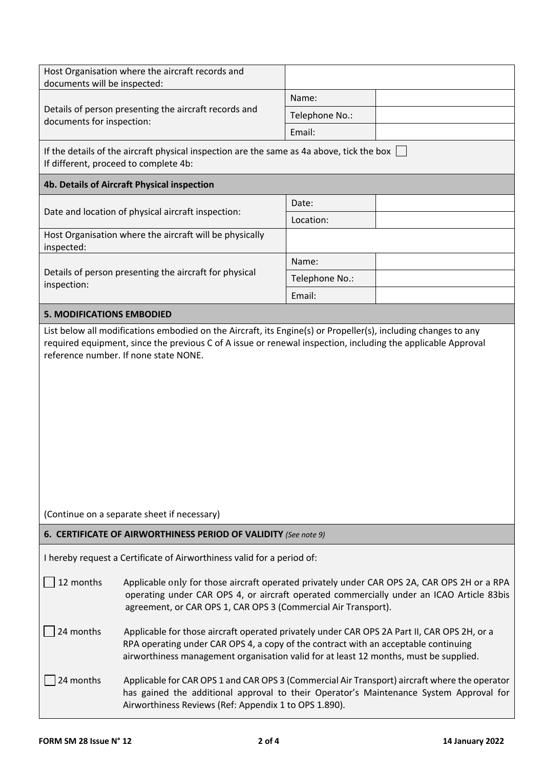| | | |
|---|---|---|
| Host Organisation where the aircraft records and documents will be inspected: | | |
| Details of person presenting the aircraft records and documents for inspection: | Name: | |
| | Telephone No.: | |
| | Email: | |

If the details of the aircraft physical inspection are the same as 4a above, tick the box ☐
If different, proceed to complete 4b:

### 4b. Details of Aircraft Physical inspection

| | | |
|---|---|---|
| Date and location of physical aircraft inspection: | Date: | |
| | Location: | |
| Host Organisation where the aircraft will be physically inspected: | | |
| Details of person presenting the aircraft for physical inspection: | Name: | |
| | Telephone No.: | |
| | Email: | |

### 5. MODIFICATIONS EMBODIED

List below all modifications embodied on the Aircraft, its Engine(s) or Propeller(s), including changes to any required equipment, since the previous C of A issue or renewal inspection, including the applicable Approval reference number. If none state NONE.

(Continue on a separate sheet if necessary)

### 6. CERTIFICATE OF AIRWORTHINESS PERIOD OF VALIDITY *(See note 9)*

I hereby request a Certificate of Airworthiness valid for a period of:

☐ 12 months — Applicable only for those aircraft operated privately under CAR OPS 2A, CAR OPS 2H or a RPA operating under CAR OPS 4, or aircraft operated commercially under an ICAO Article 83bis agreement, or CAR OPS 1, CAR OPS 3 (Commercial Air Transport).

☐ 24 months — Applicable for those aircraft operated privately under CAR OPS 2A Part II, CAR OPS 2H, or a RPA operating under CAR OPS 4, a copy of the contract with an acceptable continuing airworthiness management organisation valid for at least 12 months, must be supplied.

☐ 24 months — Applicable for CAR OPS 1 and CAR OPS 3 (Commercial Air Transport) aircraft where the operator has gained the additional approval to their Operator's Maintenance System Approval for Airworthiness Reviews (Ref: Appendix 1 to OPS 1.890).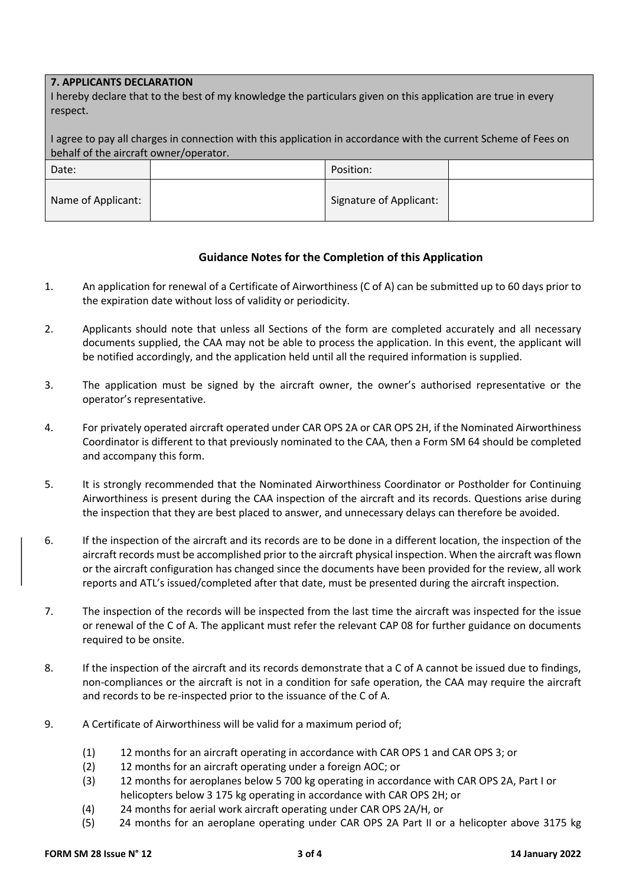| **7. APPLICANTS DECLARATION**<br>I hereby declare that to the best of my knowledge the particulars given on this application are true in every respect.<br><br>I agree to pay all charges in connection with this application in accordance with the current Scheme of Fees on behalf of the aircraft owner/operator. | | | |
|---|---|---|---|
| Date: | | Position: | |
| Name of Applicant: | | Signature of Applicant: | |

## Guidance Notes for the Completion of this Application

1. An application for renewal of a Certificate of Airworthiness (C of A) can be submitted up to 60 days prior to the expiration date without loss of validity or periodicity.

2. Applicants should note that unless all Sections of the form are completed accurately and all necessary documents supplied, the CAA may not be able to process the application. In this event, the applicant will be notified accordingly, and the application held until all the required information is supplied.

3. The application must be signed by the aircraft owner, the owner's authorised representative or the operator's representative.

4. For privately operated aircraft operated under CAR OPS 2A or CAR OPS 2H, if the Nominated Airworthiness Coordinator is different to that previously nominated to the CAA, then a Form SM 64 should be completed and accompany this form.

5. It is strongly recommended that the Nominated Airworthiness Coordinator or Postholder for Continuing Airworthiness is present during the CAA inspection of the aircraft and its records. Questions arise during the inspection that they are best placed to answer, and unnecessary delays can therefore be avoided.

6. If the inspection of the aircraft and its records are to be done in a different location, the inspection of the aircraft records must be accomplished prior to the aircraft physical inspection. When the aircraft was flown or the aircraft configuration has changed since the documents have been provided for the review, all work reports and ATL's issued/completed after that date, must be presented during the aircraft inspection.

7. The inspection of the records will be inspected from the last time the aircraft was inspected for the issue or renewal of the C of A. The applicant must refer the relevant CAP 08 for further guidance on documents required to be onsite.

8. If the inspection of the aircraft and its records demonstrate that a C of A cannot be issued due to findings, non-compliances or the aircraft is not in a condition for safe operation, the CAA may require the aircraft and records to be re-inspected prior to the issuance of the C of A.

9. A Certificate of Airworthiness will be valid for a maximum period of;

   (1) 12 months for an aircraft operating in accordance with CAR OPS 1 and CAR OPS 3; or
   (2) 12 months for an aircraft operating under a foreign AOC; or
   (3) 12 months for aeroplanes below 5 700 kg operating in accordance with CAR OPS 2A, Part I or helicopters below 3 175 kg operating in accordance with CAR OPS 2H; or
   (4) 24 months for aerial work aircraft operating under CAR OPS 2A/H, or
   (5) 24 months for an aeroplane operating under CAR OPS 2A Part II or a helicopter above 3175 kg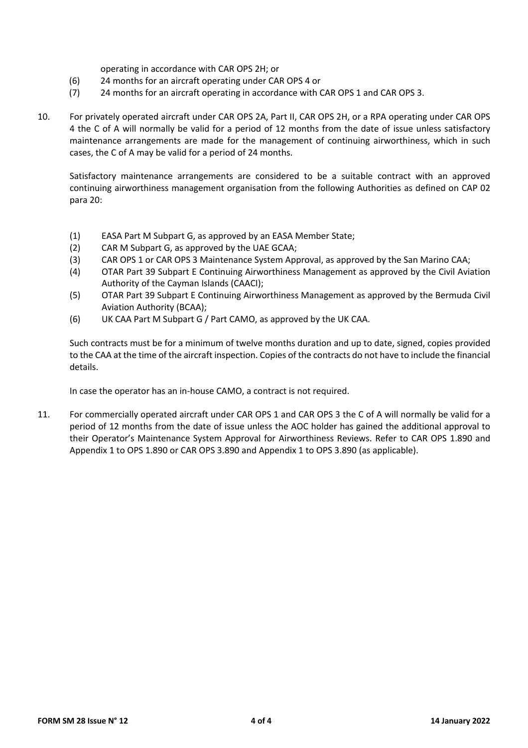operating in accordance with CAR OPS 2H; or

(6) 24 months for an aircraft operating under CAR OPS 4 or

(7) 24 months for an aircraft operating in accordance with CAR OPS 1 and CAR OPS 3.

10. For privately operated aircraft under CAR OPS 2A, Part II, CAR OPS 2H, or a RPA operating under CAR OPS 4 the C of A will normally be valid for a period of 12 months from the date of issue unless satisfactory maintenance arrangements are made for the management of continuing airworthiness, which in such cases, the C of A may be valid for a period of 24 months.

    Satisfactory maintenance arrangements are considered to be a suitable contract with an approved continuing airworthiness management organisation from the following Authorities as defined on CAP 02 para 20:

    (1) EASA Part M Subpart G, as approved by an EASA Member State;
    (2) CAR M Subpart G, as approved by the UAE GCAA;
    (3) CAR OPS 1 or CAR OPS 3 Maintenance System Approval, as approved by the San Marino CAA;
    (4) OTAR Part 39 Subpart E Continuing Airworthiness Management as approved by the Civil Aviation Authority of the Cayman Islands (CAACI);
    (5) OTAR Part 39 Subpart E Continuing Airworthiness Management as approved by the Bermuda Civil Aviation Authority (BCAA);
    (6) UK CAA Part M Subpart G / Part CAMO, as approved by the UK CAA.

    Such contracts must be for a minimum of twelve months duration and up to date, signed, copies provided to the CAA at the time of the aircraft inspection. Copies of the contracts do not have to include the financial details.

    In case the operator has an in-house CAMO, a contract is not required.

11. For commercially operated aircraft under CAR OPS 1 and CAR OPS 3 the C of A will normally be valid for a period of 12 months from the date of issue unless the AOC holder has gained the additional approval to their Operator's Maintenance System Approval for Airworthiness Reviews. Refer to CAR OPS 1.890 and Appendix 1 to OPS 1.890 or CAR OPS 3.890 and Appendix 1 to OPS 3.890 (as applicable).